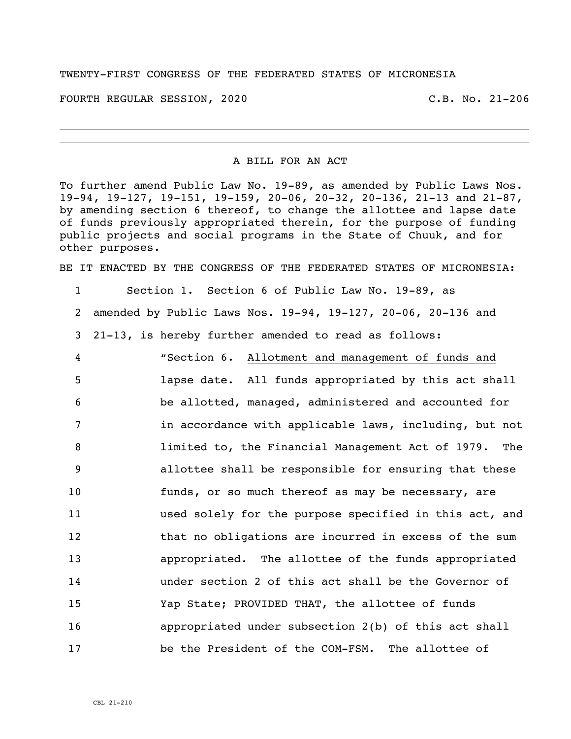TWENTY-FIRST CONGRESS OF THE FEDERATED STATES OF MICRONESIA

FOURTH REGULAR SESSION, 2020 C.B. No. 21-206

---

A BILL FOR AN ACT

To further amend Public Law No. 19-89, as amended by Public Laws Nos. 19-94, 19-127, 19-151, 19-159, 20-06, 20-32, 20-136, 21-13 and 21-87, by amending section 6 thereof, to change the allottee and lapse date of funds previously appropriated therein, for the purpose of funding public projects and social programs in the State of Chuuk, and for other purposes.

BE IT ENACTED BY THE CONGRESS OF THE FEDERATED STATES OF MICRONESIA:

1 Section 1. Section 6 of Public Law No. 19-89, as
2 amended by Public Laws Nos. 19-94, 19-127, 20-06, 20-136 and
3 21-13, is hereby further amended to read as follows:
4 "Section 6. Allotment and management of funds and
5 lapse date. All funds appropriated by this act shall
6 be allotted, managed, administered and accounted for
7 in accordance with applicable laws, including, but not
8 limited to, the Financial Management Act of 1979. The
9 allottee shall be responsible for ensuring that these
10 funds, or so much thereof as may be necessary, are
11 used solely for the purpose specified in this act, and
12 that no obligations are incurred in excess of the sum
13 appropriated. The allottee of the funds appropriated
14 under section 2 of this act shall be the Governor of
15 Yap State; PROVIDED THAT, the allottee of funds
16 appropriated under subsection 2(b) of this act shall
17 be the President of the COM-FSM. The allottee of

CBL 21-210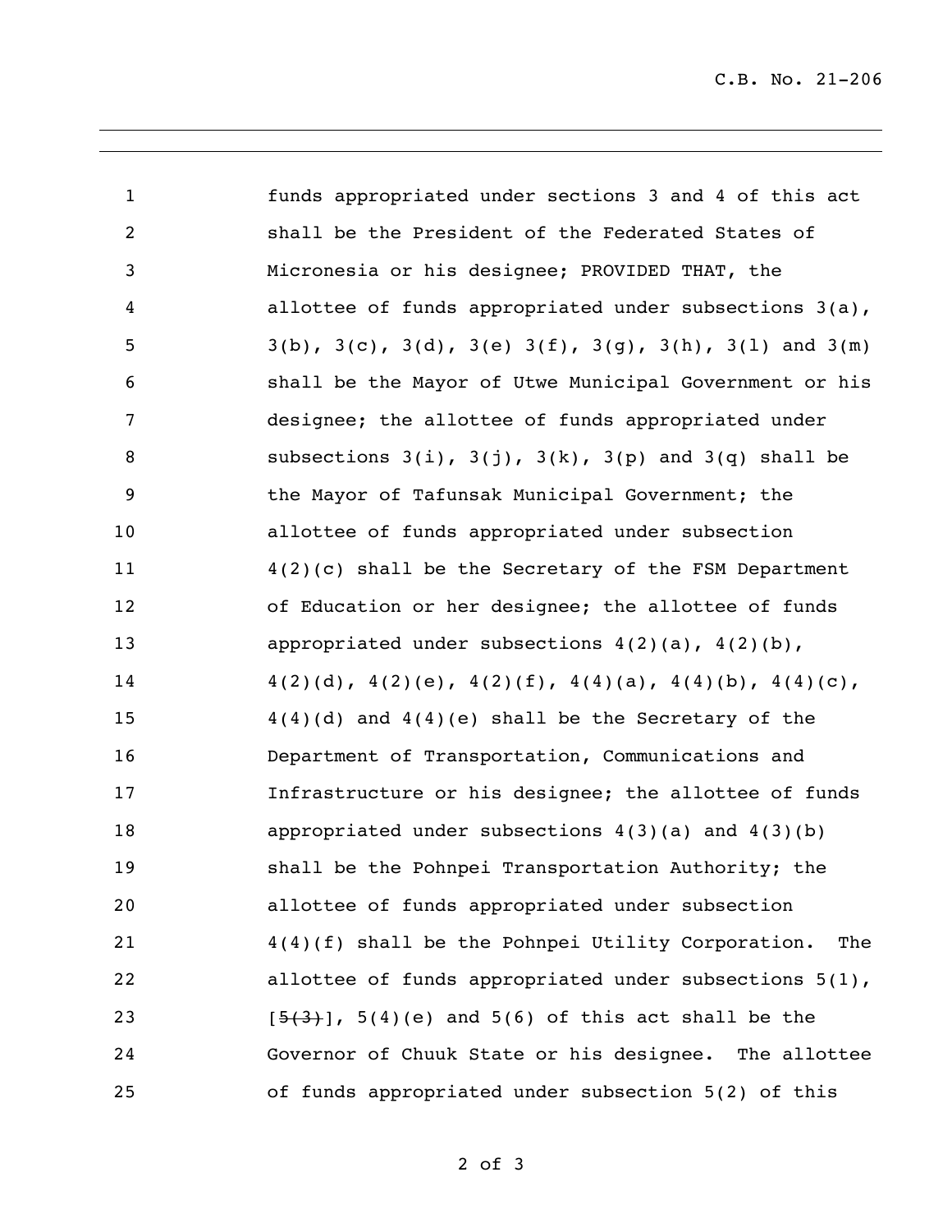funds appropriated under sections 3 and 4 of this act shall be the President of the Federated States of Micronesia or his designee; PROVIDED THAT, the allottee of funds appropriated under subsections 3(a), 3(b), 3(c), 3(d), 3(e) 3(f), 3(g), 3(h), 3(l) and 3(m) shall be the Mayor of Utwe Municipal Government or his designee; the allottee of funds appropriated under subsections 3(i), 3(j), 3(k), 3(p) and 3(q) shall be the Mayor of Tafunsak Municipal Government; the allottee of funds appropriated under subsection 4(2)(c) shall be the Secretary of the FSM Department of Education or her designee; the allottee of funds appropriated under subsections 4(2)(a), 4(2)(b), 4(2)(d), 4(2)(e), 4(2)(f), 4(4)(a), 4(4)(b), 4(4)(c), 4(4)(d) and 4(4)(e) shall be the Secretary of the Department of Transportation, Communications and Infrastructure or his designee; the allottee of funds appropriated under subsections 4(3)(a) and 4(3)(b) shall be the Pohnpei Transportation Authority; the allottee of funds appropriated under subsection 4(4)(f) shall be the Pohnpei Utility Corporation. The allottee of funds appropriated under subsections 5(1), [~~5(3)~~], 5(4)(e) and 5(6) of this act shall be the Governor of Chuuk State or his designee. The allottee of funds appropriated under subsection 5(2) of this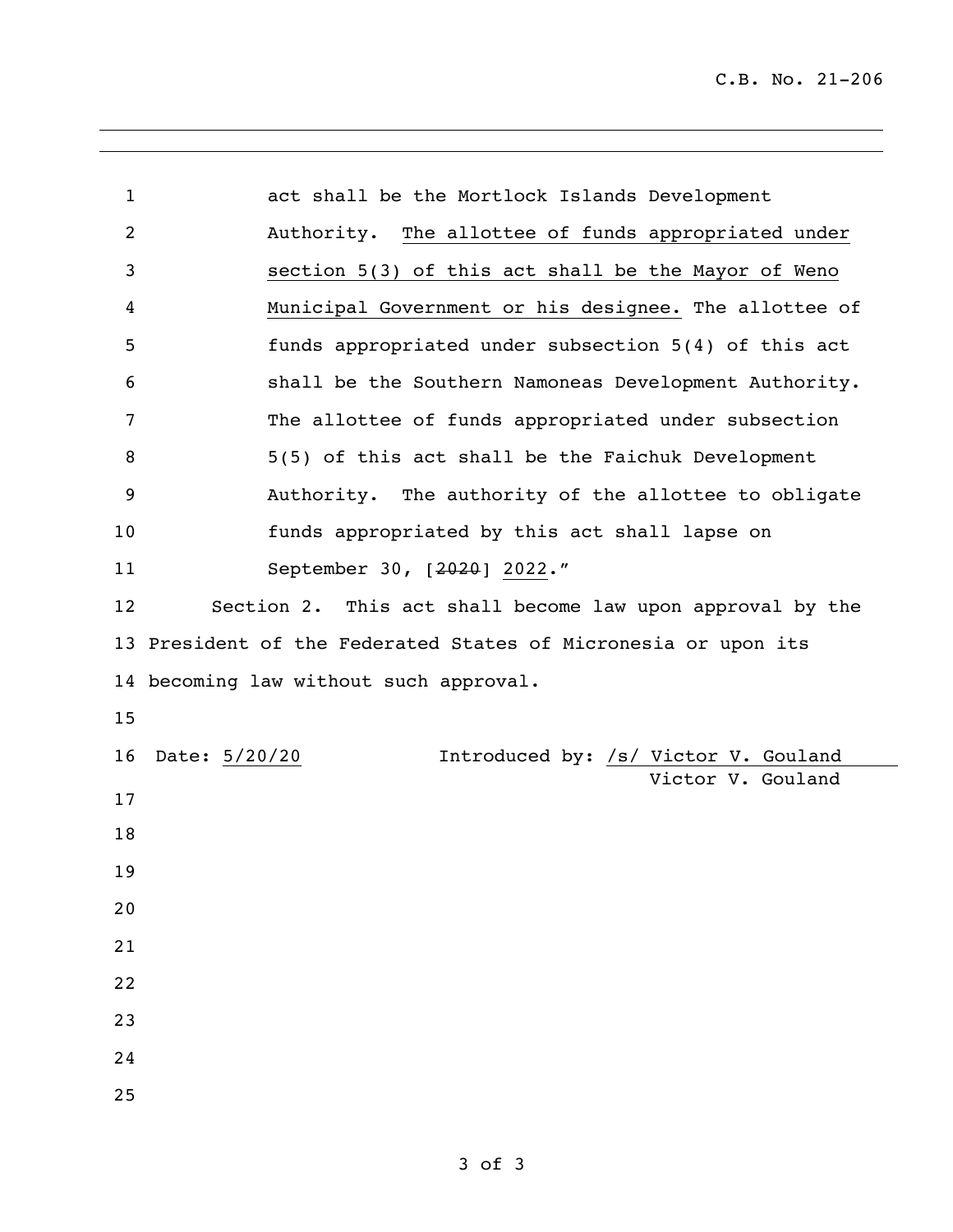act shall be the Mortlock Islands Development Authority. <u>The allottee of funds appropriated under section 5(3) of this act shall be the Mayor of Weno Municipal Government or his designee.</u> The allottee of funds appropriated under subsection 5(4) of this act shall be the Southern Namoneas Development Authority. The allottee of funds appropriated under subsection 5(5) of this act shall be the Faichuk Development Authority. The authority of the allottee to obligate funds appropriated by this act shall lapse on September 30, [~~2020~~] <u>2022</u>."

Section 2. This act shall become law upon approval by the President of the Federated States of Micronesia or upon its becoming law without such approval.

Date: 5/20/20 Introduced by: /s/ Victor V. Gouland
Victor V. Gouland